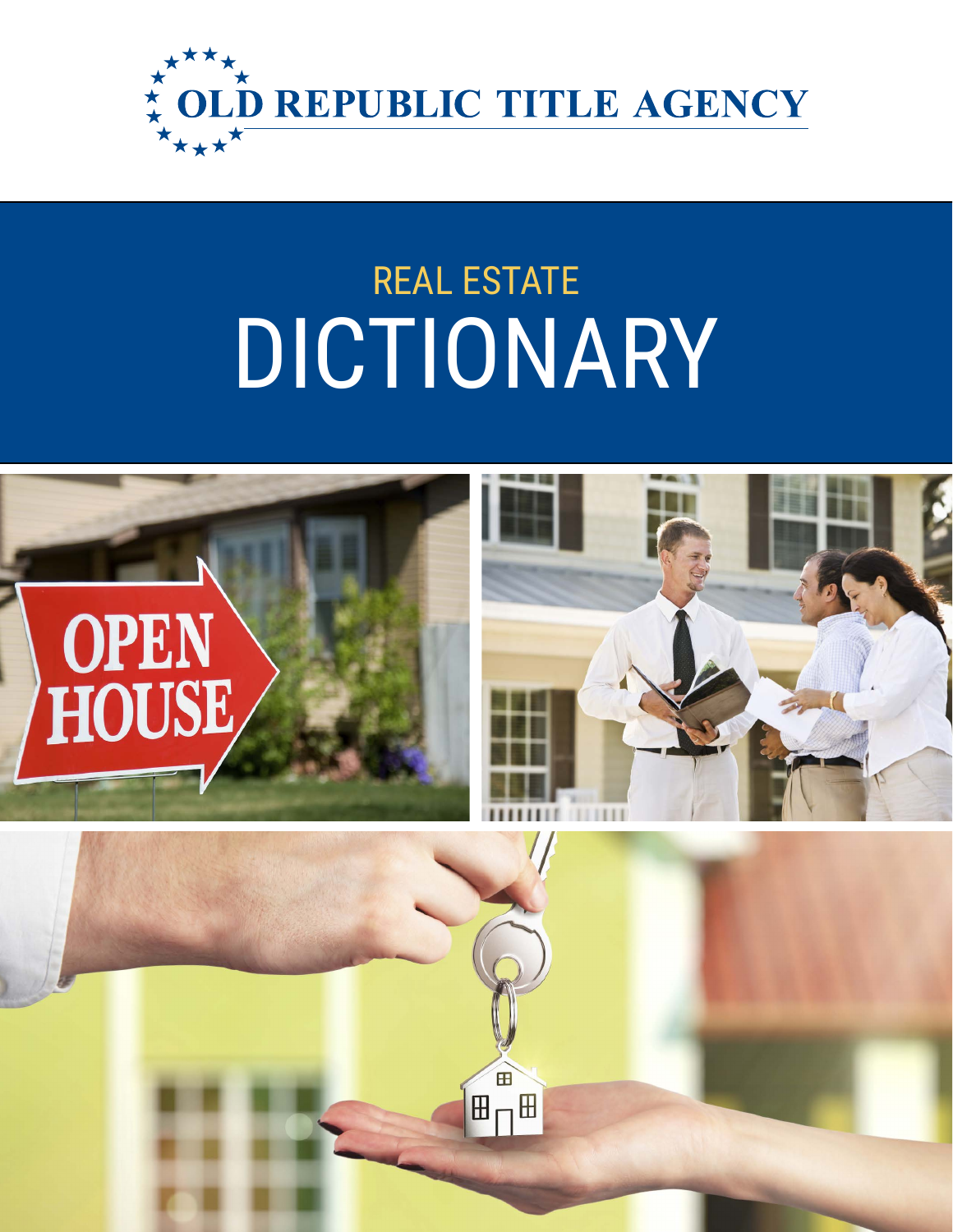OLD REPUBLIC TITLE AGENCY

# REAL ESTATE DICTIONARY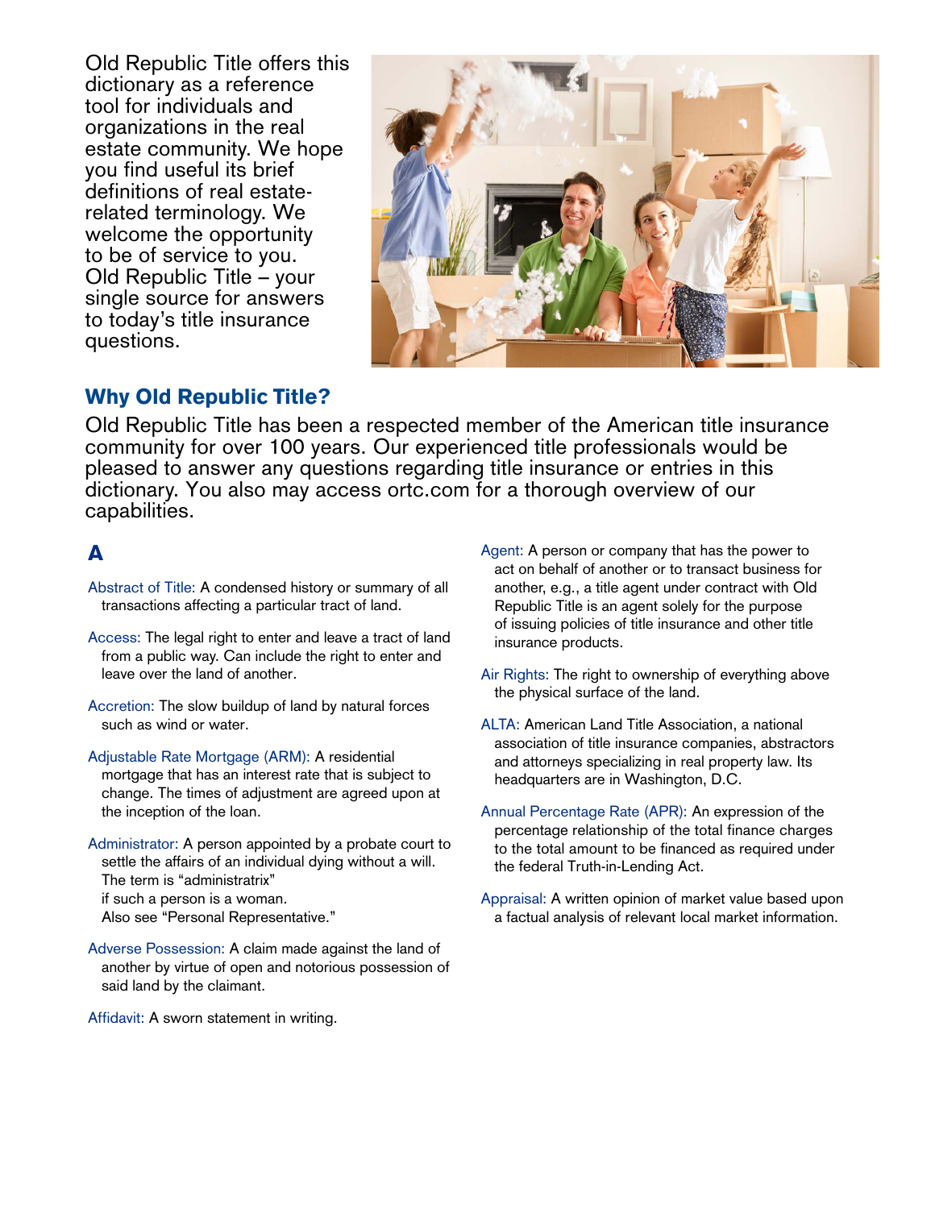Old Republic Title offers this dictionary as a reference tool for individuals and organizations in the real estate community. We hope you find useful its brief definitions of real estate-related terminology. We welcome the opportunity to be of service to you. Old Republic Title – your single source for answers to today's title insurance questions.

## Why Old Republic Title?

Old Republic Title has been a respected member of the American title insurance community for over 100 years. Our experienced title professionals would be pleased to answer any questions regarding title insurance or entries in this dictionary. You also may access ortc.com for a thorough overview of our capabilities.

## A

Abstract of Title: A condensed history or summary of all transactions affecting a particular tract of land.

Access: The legal right to enter and leave a tract of land from a public way. Can include the right to enter and leave over the land of another.

Accretion: The slow buildup of land by natural forces such as wind or water.

Adjustable Rate Mortgage (ARM): A residential mortgage that has an interest rate that is subject to change. The times of adjustment are agreed upon at the inception of the loan.

Administrator: A person appointed by a probate court to settle the affairs of an individual dying without a will. The term is "administratrix" if such a person is a woman. Also see "Personal Representative."

Adverse Possession: A claim made against the land of another by virtue of open and notorious possession of said land by the claimant.

Affidavit: A sworn statement in writing.

Agent: A person or company that has the power to act on behalf of another or to transact business for another, e.g., a title agent under contract with Old Republic Title is an agent solely for the purpose of issuing policies of title insurance and other title insurance products.

Air Rights: The right to ownership of everything above the physical surface of the land.

ALTA: American Land Title Association, a national association of title insurance companies, abstractors and attorneys specializing in real property law. Its headquarters are in Washington, D.C.

Annual Percentage Rate (APR): An expression of the percentage relationship of the total finance charges to the total amount to be financed as required under the federal Truth-in-Lending Act.

Appraisal: A written opinion of market value based upon a factual analysis of relevant local market information.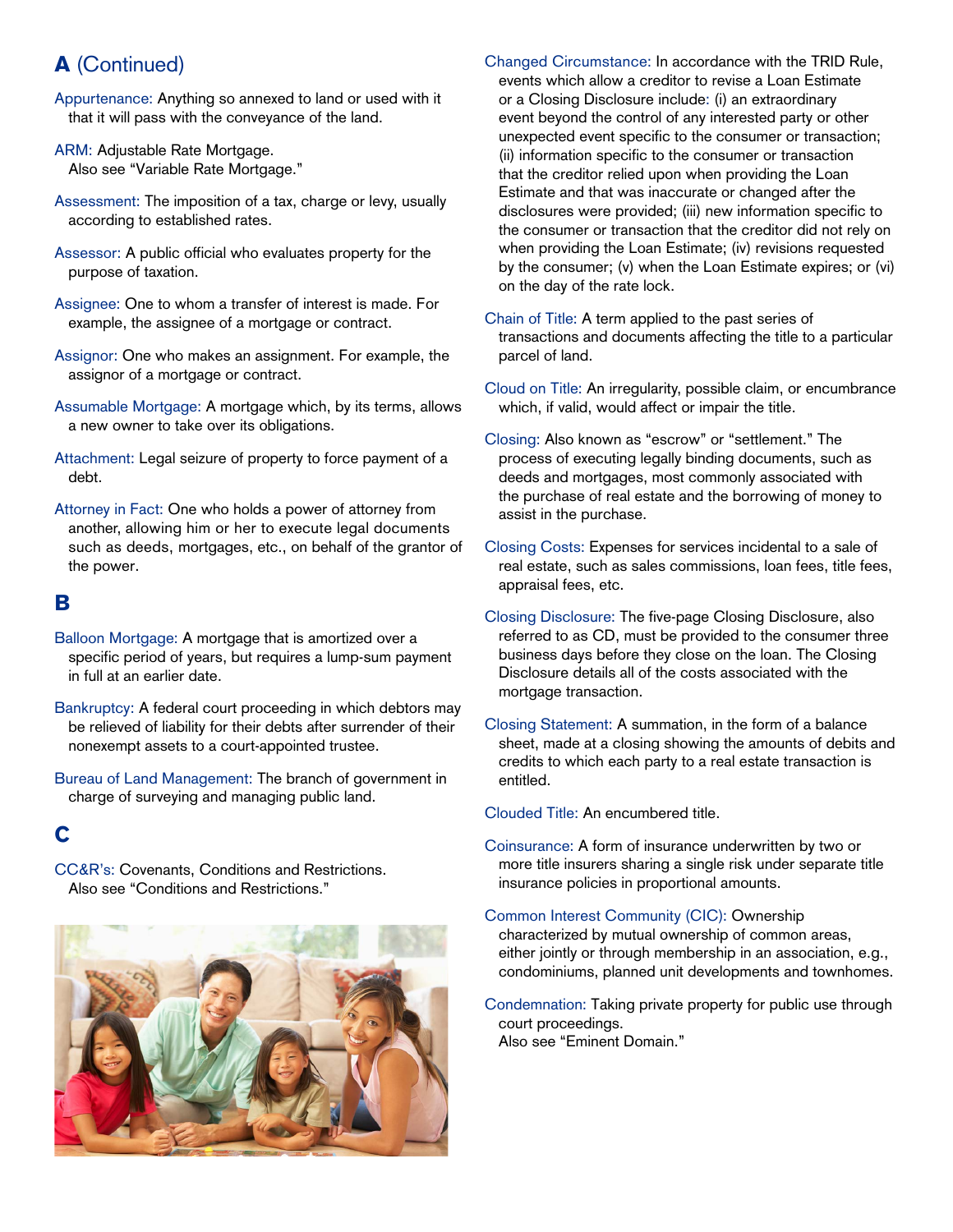## A (Continued)

**Appurtenance:** Anything so annexed to land or used with it that it will pass with the conveyance of the land.

**ARM:** Adjustable Rate Mortgage.
Also see "Variable Rate Mortgage."

**Assessment:** The imposition of a tax, charge or levy, usually according to established rates.

**Assessor:** A public official who evaluates property for the purpose of taxation.

**Assignee:** One to whom a transfer of interest is made. For example, the assignee of a mortgage or contract.

**Assignor:** One who makes an assignment. For example, the assignor of a mortgage or contract.

**Assumable Mortgage:** A mortgage which, by its terms, allows a new owner to take over its obligations.

**Attachment:** Legal seizure of property to force payment of a debt.

**Attorney in Fact:** One who holds a power of attorney from another, allowing him or her to execute legal documents such as deeds, mortgages, etc., on behalf of the grantor of the power.

## B

**Balloon Mortgage:** A mortgage that is amortized over a specific period of years, but requires a lump-sum payment in full at an earlier date.

**Bankruptcy:** A federal court proceeding in which debtors may be relieved of liability for their debts after surrender of their nonexempt assets to a court-appointed trustee.

**Bureau of Land Management:** The branch of government in charge of surveying and managing public land.

## C

**CC&R's:** Covenants, Conditions and Restrictions.
Also see "Conditions and Restrictions."

**Changed Circumstance:** In accordance with the TRID Rule, events which allow a creditor to revise a Loan Estimate or a Closing Disclosure include: (i) an extraordinary event beyond the control of any interested party or other unexpected event specific to the consumer or transaction; (ii) information specific to the consumer or transaction that the creditor relied upon when providing the Loan Estimate and that was inaccurate or changed after the disclosures were provided; (iii) new information specific to the consumer or transaction that the creditor did not rely on when providing the Loan Estimate; (iv) revisions requested by the consumer; (v) when the Loan Estimate expires; or (vi) on the day of the rate lock.

**Chain of Title:** A term applied to the past series of transactions and documents affecting the title to a particular parcel of land.

**Cloud on Title:** An irregularity, possible claim, or encumbrance which, if valid, would affect or impair the title.

**Closing:** Also known as "escrow" or "settlement." The process of executing legally binding documents, such as deeds and mortgages, most commonly associated with the purchase of real estate and the borrowing of money to assist in the purchase.

**Closing Costs:** Expenses for services incidental to a sale of real estate, such as sales commissions, loan fees, title fees, appraisal fees, etc.

**Closing Disclosure:** The five-page Closing Disclosure, also referred to as CD, must be provided to the consumer three business days before they close on the loan. The Closing Disclosure details all of the costs associated with the mortgage transaction.

**Closing Statement:** A summation, in the form of a balance sheet, made at a closing showing the amounts of debits and credits to which each party to a real estate transaction is entitled.

**Clouded Title:** An encumbered title.

**Coinsurance:** A form of insurance underwritten by two or more title insurers sharing a single risk under separate title insurance policies in proportional amounts.

**Common Interest Community (CIC):** Ownership characterized by mutual ownership of common areas, either jointly or through membership in an association, e.g., condominiums, planned unit developments and townhomes.

**Condemnation:** Taking private property for public use through court proceedings.
Also see "Eminent Domain."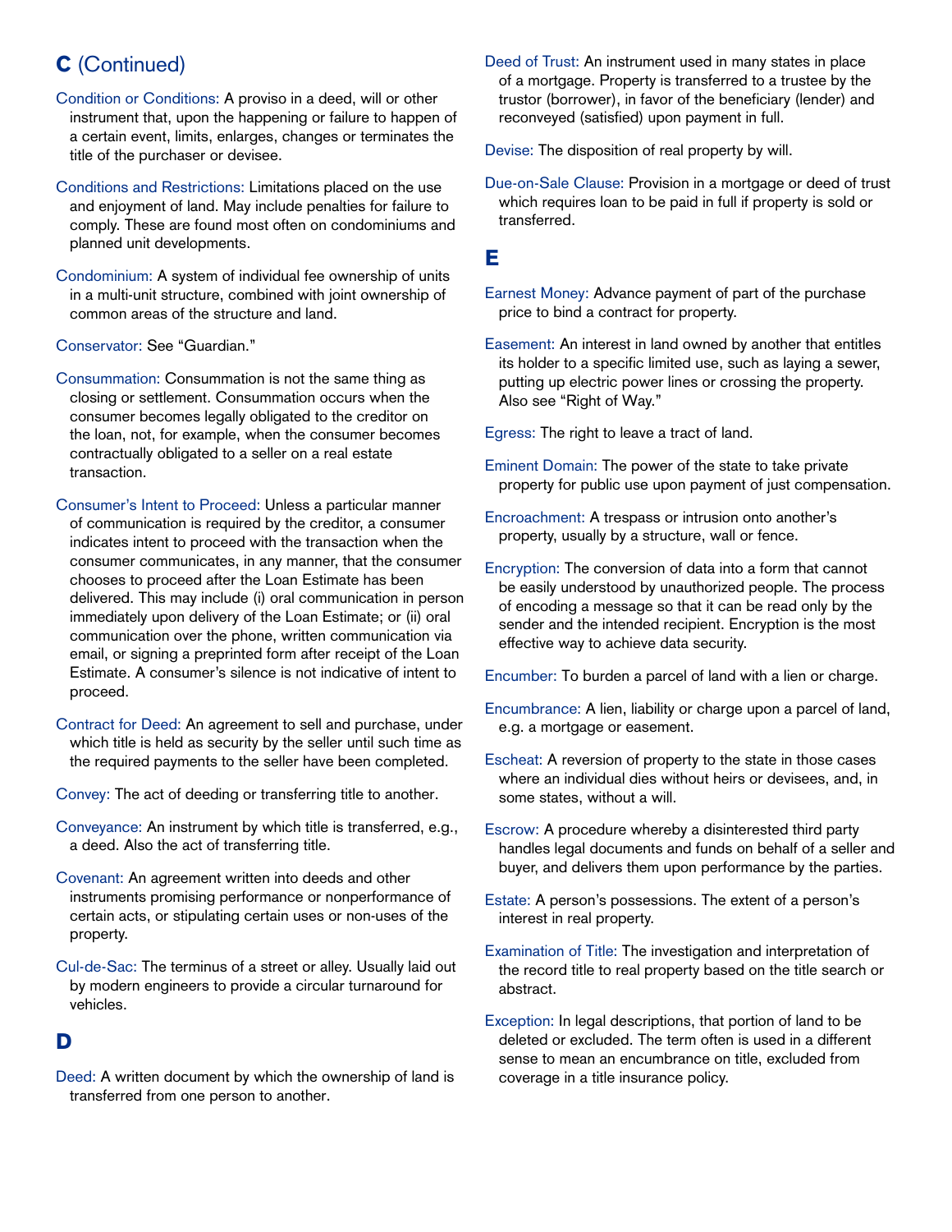## C (Continued)

**Condition or Conditions:** A proviso in a deed, will or other instrument that, upon the happening or failure to happen of a certain event, limits, enlarges, changes or terminates the title of the purchaser or devisee.

**Conditions and Restrictions:** Limitations placed on the use and enjoyment of land. May include penalties for failure to comply. These are found most often on condominiums and planned unit developments.

**Condominium:** A system of individual fee ownership of units in a multi-unit structure, combined with joint ownership of common areas of the structure and land.

**Conservator:** See "Guardian."

**Consummation:** Consummation is not the same thing as closing or settlement. Consummation occurs when the consumer becomes legally obligated to the creditor on the loan, not, for example, when the consumer becomes contractually obligated to a seller on a real estate transaction.

**Consumer's Intent to Proceed:** Unless a particular manner of communication is required by the creditor, a consumer indicates intent to proceed with the transaction when the consumer communicates, in any manner, that the consumer chooses to proceed after the Loan Estimate has been delivered. This may include (i) oral communication in person immediately upon delivery of the Loan Estimate; or (ii) oral communication over the phone, written communication via email, or signing a preprinted form after receipt of the Loan Estimate. A consumer's silence is not indicative of intent to proceed.

**Contract for Deed:** An agreement to sell and purchase, under which title is held as security by the seller until such time as the required payments to the seller have been completed.

**Convey:** The act of deeding or transferring title to another.

**Conveyance:** An instrument by which title is transferred, e.g., a deed. Also the act of transferring title.

**Covenant:** An agreement written into deeds and other instruments promising performance or nonperformance of certain acts, or stipulating certain uses or non-uses of the property.

**Cul-de-Sac:** The terminus of a street or alley. Usually laid out by modern engineers to provide a circular turnaround for vehicles.

## D

**Deed:** A written document by which the ownership of land is transferred from one person to another.

**Deed of Trust:** An instrument used in many states in place of a mortgage. Property is transferred to a trustee by the trustor (borrower), in favor of the beneficiary (lender) and reconveyed (satisfied) upon payment in full.

**Devise:** The disposition of real property by will.

**Due-on-Sale Clause:** Provision in a mortgage or deed of trust which requires loan to be paid in full if property is sold or transferred.

## E

**Earnest Money:** Advance payment of part of the purchase price to bind a contract for property.

**Easement:** An interest in land owned by another that entitles its holder to a specific limited use, such as laying a sewer, putting up electric power lines or crossing the property. Also see "Right of Way."

**Egress:** The right to leave a tract of land.

**Eminent Domain:** The power of the state to take private property for public use upon payment of just compensation.

**Encroachment:** A trespass or intrusion onto another's property, usually by a structure, wall or fence.

**Encryption:** The conversion of data into a form that cannot be easily understood by unauthorized people. The process of encoding a message so that it can be read only by the sender and the intended recipient. Encryption is the most effective way to achieve data security.

**Encumber:** To burden a parcel of land with a lien or charge.

**Encumbrance:** A lien, liability or charge upon a parcel of land, e.g. a mortgage or easement.

**Escheat:** A reversion of property to the state in those cases where an individual dies without heirs or devisees, and, in some states, without a will.

**Escrow:** A procedure whereby a disinterested third party handles legal documents and funds on behalf of a seller and buyer, and delivers them upon performance by the parties.

**Estate:** A person's possessions. The extent of a person's interest in real property.

**Examination of Title:** The investigation and interpretation of the record title to real property based on the title search or abstract.

**Exception:** In legal descriptions, that portion of land to be deleted or excluded. The term often is used in a different sense to mean an encumbrance on title, excluded from coverage in a title insurance policy.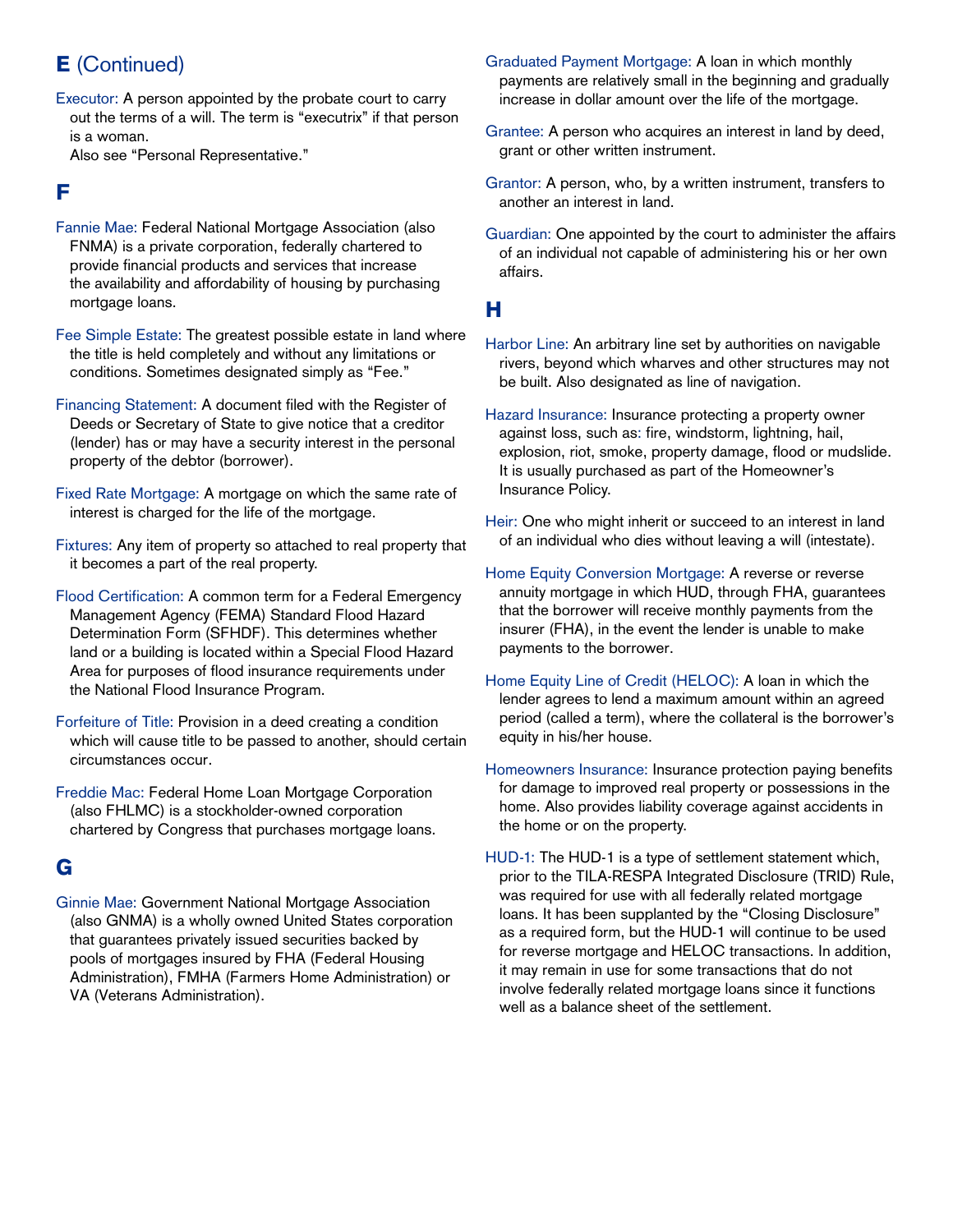## E (Continued)

**Executor:** A person appointed by the probate court to carry out the terms of a will. The term is "executrix" if that person is a woman.
Also see "Personal Representative."

## F

**Fannie Mae:** Federal National Mortgage Association (also FNMA) is a private corporation, federally chartered to provide financial products and services that increase the availability and affordability of housing by purchasing mortgage loans.

**Fee Simple Estate:** The greatest possible estate in land where the title is held completely and without any limitations or conditions. Sometimes designated simply as "Fee."

**Financing Statement:** A document filed with the Register of Deeds or Secretary of State to give notice that a creditor (lender) has or may have a security interest in the personal property of the debtor (borrower).

**Fixed Rate Mortgage:** A mortgage on which the same rate of interest is charged for the life of the mortgage.

**Fixtures:** Any item of property so attached to real property that it becomes a part of the real property.

**Flood Certification:** A common term for a Federal Emergency Management Agency (FEMA) Standard Flood Hazard Determination Form (SFHDF). This determines whether land or a building is located within a Special Flood Hazard Area for purposes of flood insurance requirements under the National Flood Insurance Program.

**Forfeiture of Title:** Provision in a deed creating a condition which will cause title to be passed to another, should certain circumstances occur.

**Freddie Mac:** Federal Home Loan Mortgage Corporation (also FHLMC) is a stockholder-owned corporation chartered by Congress that purchases mortgage loans.

## G

**Ginnie Mae:** Government National Mortgage Association (also GNMA) is a wholly owned United States corporation that guarantees privately issued securities backed by pools of mortgages insured by FHA (Federal Housing Administration), FMHA (Farmers Home Administration) or VA (Veterans Administration).

**Graduated Payment Mortgage:** A loan in which monthly payments are relatively small in the beginning and gradually increase in dollar amount over the life of the mortgage.

**Grantee:** A person who acquires an interest in land by deed, grant or other written instrument.

**Grantor:** A person, who, by a written instrument, transfers to another an interest in land.

**Guardian:** One appointed by the court to administer the affairs of an individual not capable of administering his or her own affairs.

## H

**Harbor Line:** An arbitrary line set by authorities on navigable rivers, beyond which wharves and other structures may not be built. Also designated as line of navigation.

**Hazard Insurance:** Insurance protecting a property owner against loss, such as: fire, windstorm, lightning, hail, explosion, riot, smoke, property damage, flood or mudslide. It is usually purchased as part of the Homeowner's Insurance Policy.

**Heir:** One who might inherit or succeed to an interest in land of an individual who dies without leaving a will (intestate).

**Home Equity Conversion Mortgage:** A reverse or reverse annuity mortgage in which HUD, through FHA, guarantees that the borrower will receive monthly payments from the insurer (FHA), in the event the lender is unable to make payments to the borrower.

**Home Equity Line of Credit (HELOC):** A loan in which the lender agrees to lend a maximum amount within an agreed period (called a term), where the collateral is the borrower's equity in his/her house.

**Homeowners Insurance:** Insurance protection paying benefits for damage to improved real property or possessions in the home. Also provides liability coverage against accidents in the home or on the property.

**HUD-1:** The HUD-1 is a type of settlement statement which, prior to the TILA-RESPA Integrated Disclosure (TRID) Rule, was required for use with all federally related mortgage loans. It has been supplanted by the "Closing Disclosure" as a required form, but the HUD-1 will continue to be used for reverse mortgage and HELOC transactions. In addition, it may remain in use for some transactions that do not involve federally related mortgage loans since it functions well as a balance sheet of the settlement.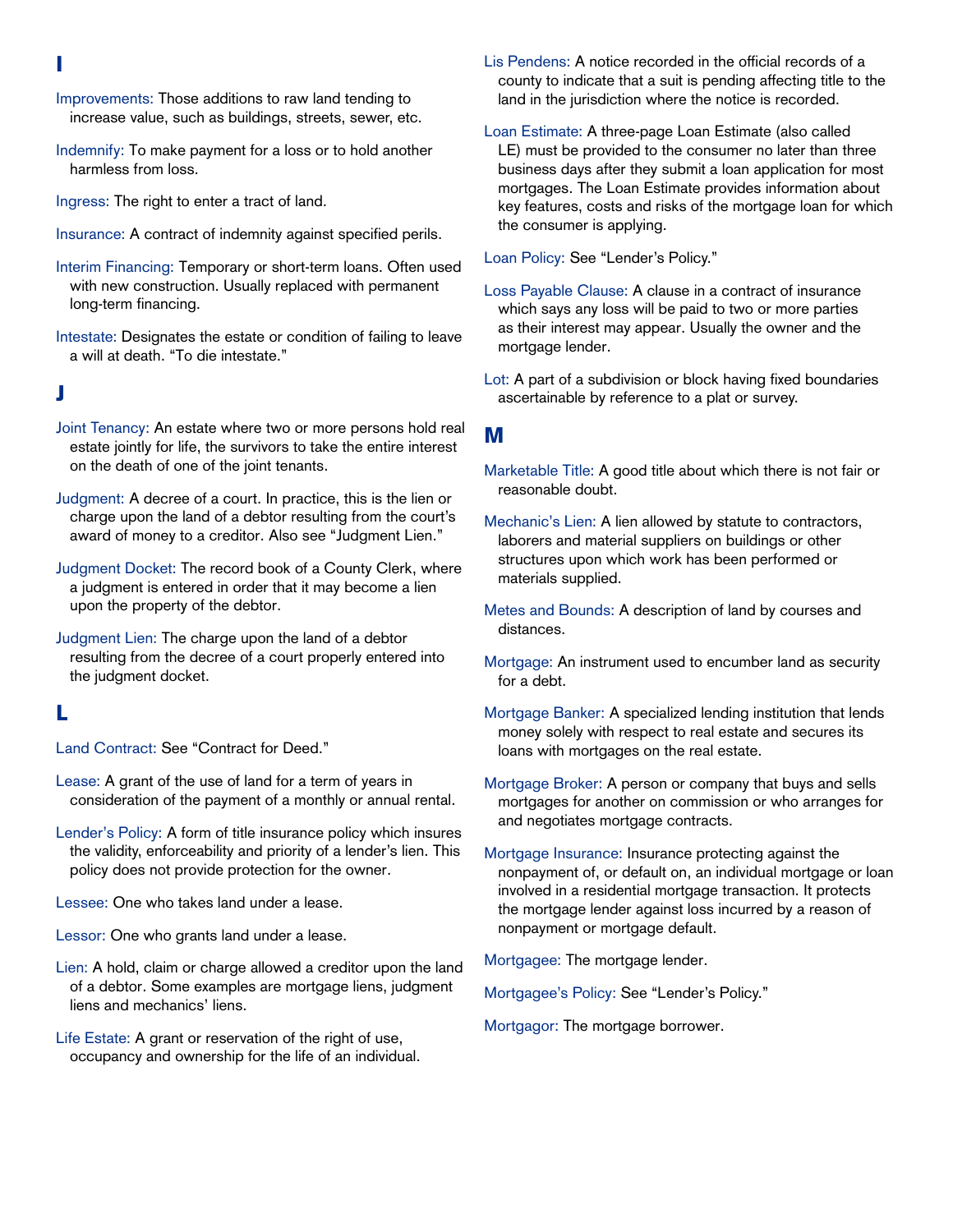## I

Improvements: Those additions to raw land tending to increase value, such as buildings, streets, sewer, etc.

Indemnify: To make payment for a loss or to hold another harmless from loss.

Ingress: The right to enter a tract of land.

Insurance: A contract of indemnity against specified perils.

Interim Financing: Temporary or short-term loans. Often used with new construction. Usually replaced with permanent long-term financing.

Intestate: Designates the estate or condition of failing to leave a will at death. "To die intestate."

## J

Joint Tenancy: An estate where two or more persons hold real estate jointly for life, the survivors to take the entire interest on the death of one of the joint tenants.

Judgment: A decree of a court. In practice, this is the lien or charge upon the land of a debtor resulting from the court's award of money to a creditor. Also see "Judgment Lien."

Judgment Docket: The record book of a County Clerk, where a judgment is entered in order that it may become a lien upon the property of the debtor.

Judgment Lien: The charge upon the land of a debtor resulting from the decree of a court properly entered into the judgment docket.

## L

Land Contract: See "Contract for Deed."

Lease: A grant of the use of land for a term of years in consideration of the payment of a monthly or annual rental.

Lender's Policy: A form of title insurance policy which insures the validity, enforceability and priority of a lender's lien. This policy does not provide protection for the owner.

Lessee: One who takes land under a lease.

Lessor: One who grants land under a lease.

Lien: A hold, claim or charge allowed a creditor upon the land of a debtor. Some examples are mortgage liens, judgment liens and mechanics' liens.

Life Estate: A grant or reservation of the right of use, occupancy and ownership for the life of an individual.

Lis Pendens: A notice recorded in the official records of a county to indicate that a suit is pending affecting title to the land in the jurisdiction where the notice is recorded.

Loan Estimate: A three-page Loan Estimate (also called LE) must be provided to the consumer no later than three business days after they submit a loan application for most mortgages. The Loan Estimate provides information about key features, costs and risks of the mortgage loan for which the consumer is applying.

Loan Policy: See "Lender's Policy."

Loss Payable Clause: A clause in a contract of insurance which says any loss will be paid to two or more parties as their interest may appear. Usually the owner and the mortgage lender.

Lot: A part of a subdivision or block having fixed boundaries ascertainable by reference to a plat or survey.

## M

Marketable Title: A good title about which there is not fair or reasonable doubt.

Mechanic's Lien: A lien allowed by statute to contractors, laborers and material suppliers on buildings or other structures upon which work has been performed or materials supplied.

Metes and Bounds: A description of land by courses and distances.

Mortgage: An instrument used to encumber land as security for a debt.

Mortgage Banker: A specialized lending institution that lends money solely with respect to real estate and secures its loans with mortgages on the real estate.

Mortgage Broker: A person or company that buys and sells mortgages for another on commission or who arranges for and negotiates mortgage contracts.

Mortgage Insurance: Insurance protecting against the nonpayment of, or default on, an individual mortgage or loan involved in a residential mortgage transaction. It protects the mortgage lender against loss incurred by a reason of nonpayment or mortgage default.

Mortgagee: The mortgage lender.

Mortgagee's Policy: See "Lender's Policy."

Mortgagor: The mortgage borrower.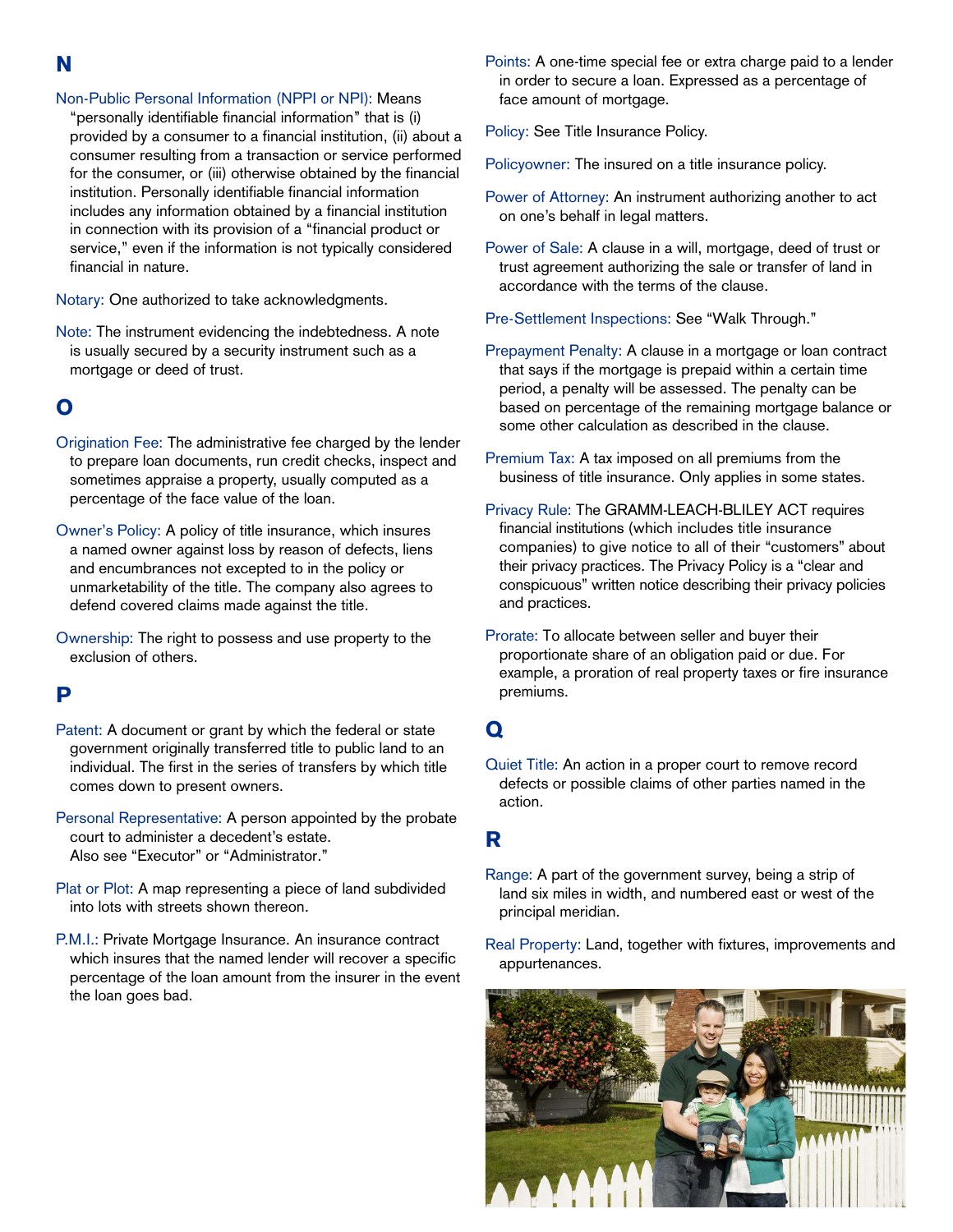## N

**Non-Public Personal Information (NPPI or NPI):** Means "personally identifiable financial information" that is (i) provided by a consumer to a financial institution, (ii) about a consumer resulting from a transaction or service performed for the consumer, or (iii) otherwise obtained by the financial institution. Personally identifiable financial information includes any information obtained by a financial institution in connection with its provision of a "financial product or service," even if the information is not typically considered financial in nature.

**Notary:** One authorized to take acknowledgments.

**Note:** The instrument evidencing the indebtedness. A note is usually secured by a security instrument such as a mortgage or deed of trust.

## O

**Origination Fee:** The administrative fee charged by the lender to prepare loan documents, run credit checks, inspect and sometimes appraise a property, usually computed as a percentage of the face value of the loan.

**Owner's Policy:** A policy of title insurance, which insures a named owner against loss by reason of defects, liens and encumbrances not excepted to in the policy or unmarketability of the title. The company also agrees to defend covered claims made against the title.

**Ownership:** The right to possess and use property to the exclusion of others.

## P

**Patent:** A document or grant by which the federal or state government originally transferred title to public land to an individual. The first in the series of transfers by which title comes down to present owners.

**Personal Representative:** A person appointed by the probate court to administer a decedent's estate. Also see "Executor" or "Administrator."

**Plat or Plot:** A map representing a piece of land subdivided into lots with streets shown thereon.

**P.M.I.:** Private Mortgage Insurance. An insurance contract which insures that the named lender will recover a specific percentage of the loan amount from the insurer in the event the loan goes bad.

**Points:** A one-time special fee or extra charge paid to a lender in order to secure a loan. Expressed as a percentage of face amount of mortgage.

**Policy:** See Title Insurance Policy.

**Policyowner:** The insured on a title insurance policy.

**Power of Attorney:** An instrument authorizing another to act on one's behalf in legal matters.

**Power of Sale:** A clause in a will, mortgage, deed of trust or trust agreement authorizing the sale or transfer of land in accordance with the terms of the clause.

**Pre-Settlement Inspections:** See "Walk Through."

**Prepayment Penalty:** A clause in a mortgage or loan contract that says if the mortgage is prepaid within a certain time period, a penalty will be assessed. The penalty can be based on percentage of the remaining mortgage balance or some other calculation as described in the clause.

**Premium Tax:** A tax imposed on all premiums from the business of title insurance. Only applies in some states.

**Privacy Rule:** The GRAMM-LEACH-BLILEY ACT requires financial institutions (which includes title insurance companies) to give notice to all of their "customers" about their privacy practices. The Privacy Policy is a "clear and conspicuous" written notice describing their privacy policies and practices.

**Prorate:** To allocate between seller and buyer their proportionate share of an obligation paid or due. For example, a proration of real property taxes or fire insurance premiums.

## Q

**Quiet Title:** An action in a proper court to remove record defects or possible claims of other parties named in the action.

## R

**Range:** A part of the government survey, being a strip of land six miles in width, and numbered east or west of the principal meridian.

**Real Property:** Land, together with fixtures, improvements and appurtenances.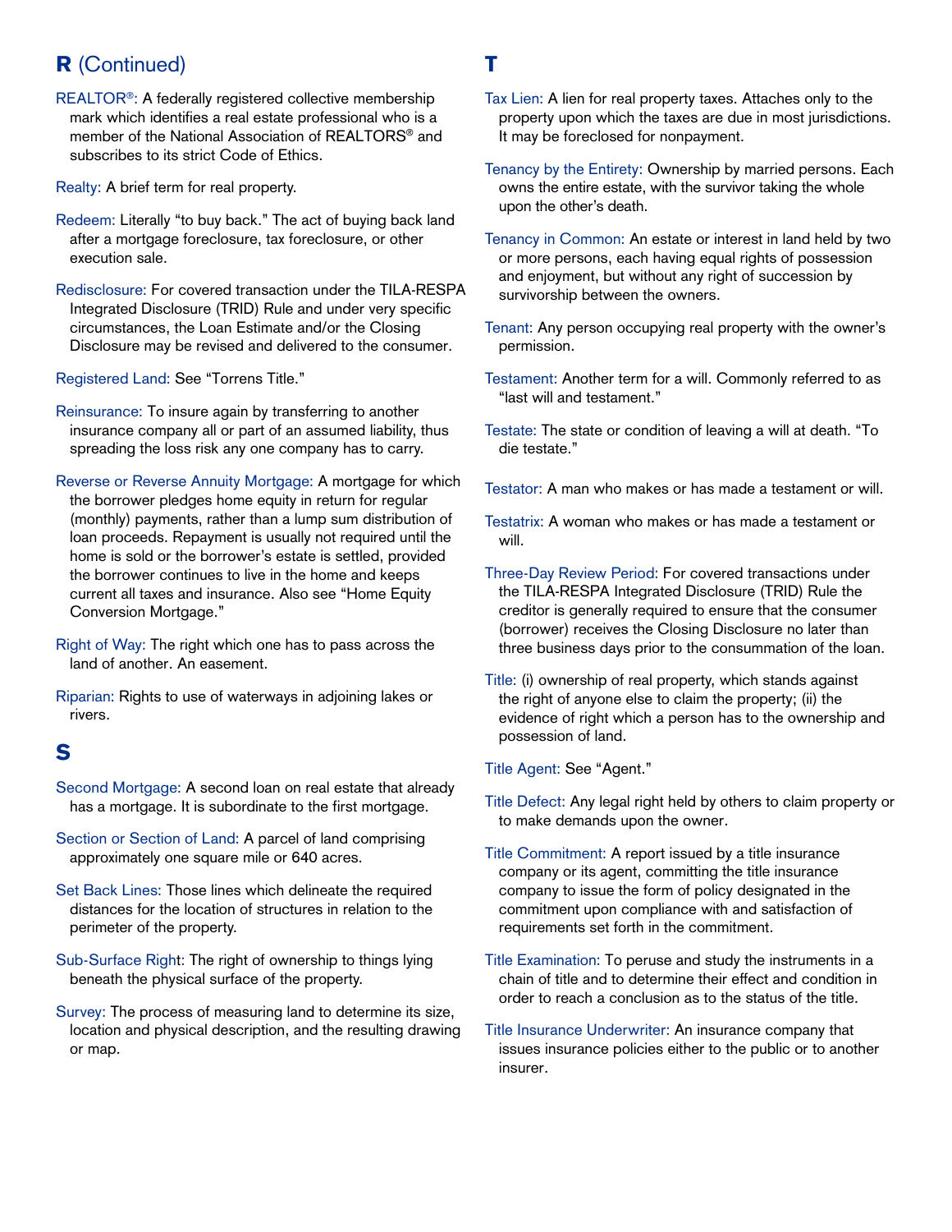## R (Continued)

REALTOR®: A federally registered collective membership mark which identifies a real estate professional who is a member of the National Association of REALTORS® and subscribes to its strict Code of Ethics.

Realty: A brief term for real property.

Redeem: Literally "to buy back." The act of buying back land after a mortgage foreclosure, tax foreclosure, or other execution sale.

Redisclosure: For covered transaction under the TILA-RESPA Integrated Disclosure (TRID) Rule and under very specific circumstances, the Loan Estimate and/or the Closing Disclosure may be revised and delivered to the consumer.

Registered Land: See "Torrens Title."

Reinsurance: To insure again by transferring to another insurance company all or part of an assumed liability, thus spreading the loss risk any one company has to carry.

Reverse or Reverse Annuity Mortgage: A mortgage for which the borrower pledges home equity in return for regular (monthly) payments, rather than a lump sum distribution of loan proceeds. Repayment is usually not required until the home is sold or the borrower's estate is settled, provided the borrower continues to live in the home and keeps current all taxes and insurance. Also see "Home Equity Conversion Mortgage."

Right of Way: The right which one has to pass across the land of another. An easement.

Riparian: Rights to use of waterways in adjoining lakes or rivers.

## S

Second Mortgage: A second loan on real estate that already has a mortgage. It is subordinate to the first mortgage.

Section or Section of Land: A parcel of land comprising approximately one square mile or 640 acres.

Set Back Lines: Those lines which delineate the required distances for the location of structures in relation to the perimeter of the property.

Sub-Surface Right: The right of ownership to things lying beneath the physical surface of the property.

Survey: The process of measuring land to determine its size, location and physical description, and the resulting drawing or map.

## T

Tax Lien: A lien for real property taxes. Attaches only to the property upon which the taxes are due in most jurisdictions. It may be foreclosed for nonpayment.

Tenancy by the Entirety: Ownership by married persons. Each owns the entire estate, with the survivor taking the whole upon the other's death.

Tenancy in Common: An estate or interest in land held by two or more persons, each having equal rights of possession and enjoyment, but without any right of succession by survivorship between the owners.

Tenant: Any person occupying real property with the owner's permission.

Testament: Another term for a will. Commonly referred to as "last will and testament."

Testate: The state or condition of leaving a will at death. "To die testate."

Testator: A man who makes or has made a testament or will.

Testatrix: A woman who makes or has made a testament or will.

Three-Day Review Period: For covered transactions under the TILA-RESPA Integrated Disclosure (TRID) Rule the creditor is generally required to ensure that the consumer (borrower) receives the Closing Disclosure no later than three business days prior to the consummation of the loan.

Title: (i) ownership of real property, which stands against the right of anyone else to claim the property; (ii) the evidence of right which a person has to the ownership and possession of land.

Title Agent: See "Agent."

Title Defect: Any legal right held by others to claim property or to make demands upon the owner.

Title Commitment: A report issued by a title insurance company or its agent, committing the title insurance company to issue the form of policy designated in the commitment upon compliance with and satisfaction of requirements set forth in the commitment.

Title Examination: To peruse and study the instruments in a chain of title and to determine their effect and condition in order to reach a conclusion as to the status of the title.

Title Insurance Underwriter: An insurance company that issues insurance policies either to the public or to another insurer.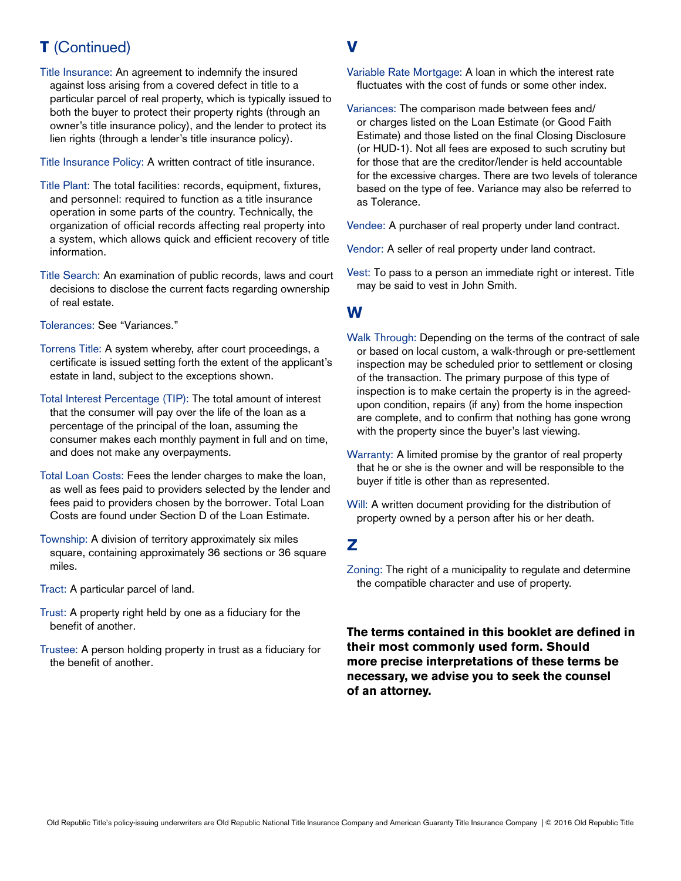## T (Continued)

Title Insurance: An agreement to indemnify the insured against loss arising from a covered defect in title to a particular parcel of real property, which is typically issued to both the buyer to protect their property rights (through an owner's title insurance policy), and the lender to protect its lien rights (through a lender's title insurance policy).

Title Insurance Policy: A written contract of title insurance.

Title Plant: The total facilities: records, equipment, fixtures, and personnel: required to function as a title insurance operation in some parts of the country. Technically, the organization of official records affecting real property into a system, which allows quick and efficient recovery of title information.

Title Search: An examination of public records, laws and court decisions to disclose the current facts regarding ownership of real estate.

Tolerances: See "Variances."

Torrens Title: A system whereby, after court proceedings, a certificate is issued setting forth the extent of the applicant's estate in land, subject to the exceptions shown.

Total Interest Percentage (TIP): The total amount of interest that the consumer will pay over the life of the loan as a percentage of the principal of the loan, assuming the consumer makes each monthly payment in full and on time, and does not make any overpayments.

Total Loan Costs: Fees the lender charges to make the loan, as well as fees paid to providers selected by the lender and fees paid to providers chosen by the borrower. Total Loan Costs are found under Section D of the Loan Estimate.

Township: A division of territory approximately six miles square, containing approximately 36 sections or 36 square miles.

Tract: A particular parcel of land.

Trust: A property right held by one as a fiduciary for the benefit of another.

Trustee: A person holding property in trust as a fiduciary for the benefit of another.

## V

Variable Rate Mortgage: A loan in which the interest rate fluctuates with the cost of funds or some other index.

Variances: The comparison made between fees and/or charges listed on the Loan Estimate (or Good Faith Estimate) and those listed on the final Closing Disclosure (or HUD-1). Not all fees are exposed to such scrutiny but for those that are the creditor/lender is held accountable for the excessive charges. There are two levels of tolerance based on the type of fee. Variance may also be referred to as Tolerance.

Vendee: A purchaser of real property under land contract.

Vendor: A seller of real property under land contract.

Vest: To pass to a person an immediate right or interest. Title may be said to vest in John Smith.

## W

Walk Through: Depending on the terms of the contract of sale or based on local custom, a walk-through or pre-settlement inspection may be scheduled prior to settlement or closing of the transaction. The primary purpose of this type of inspection is to make certain the property is in the agreed-upon condition, repairs (if any) from the home inspection are complete, and to confirm that nothing has gone wrong with the property since the buyer's last viewing.

Warranty: A limited promise by the grantor of real property that he or she is the owner and will be responsible to the buyer if title is other than as represented.

Will: A written document providing for the distribution of property owned by a person after his or her death.

## Z

Zoning: The right of a municipality to regulate and determine the compatible character and use of property.

**The terms contained in this booklet are defined in their most commonly used form. Should more precise interpretations of these terms be necessary, we advise you to seek the counsel of an attorney.**

Old Republic Title's policy-issuing underwriters are Old Republic National Title Insurance Company and American Guaranty Title Insurance Company | © 2016 Old Republic Title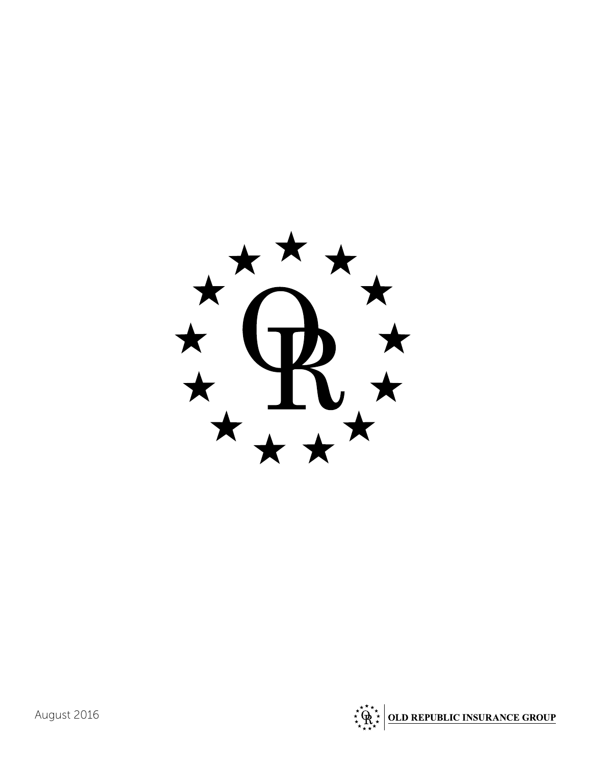August 2016

OLD REPUBLIC INSURANCE GROUP